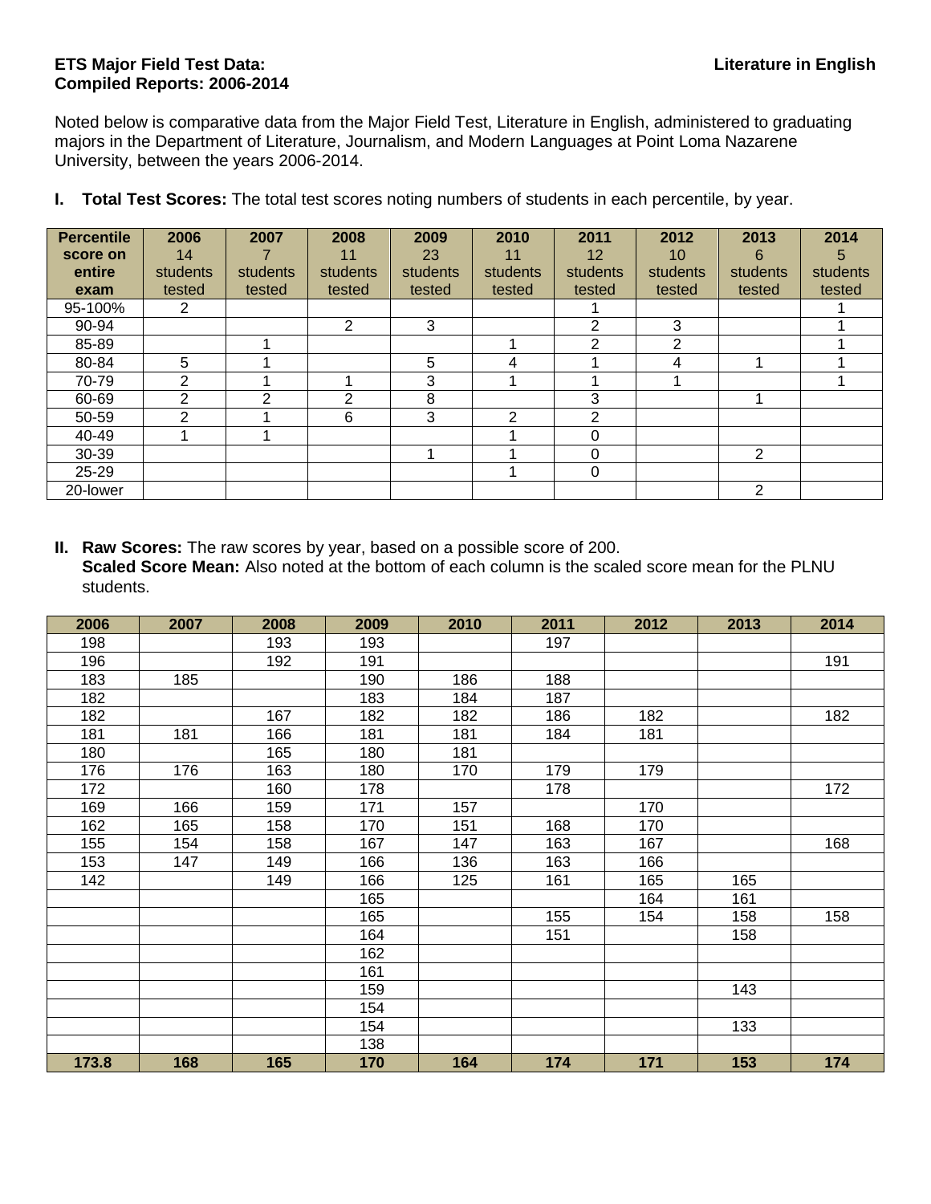**ETS Major Field Test Data:** **Literature in English**
**Compiled Reports: 2006-2014**

Noted below is comparative data from the Major Field Test, Literature in English, administered to graduating majors in the Department of Literature, Journalism, and Modern Languages at Point Loma Nazarene University, between the years 2006-2014.

**I. Total Test Scores:** The total test scores noting numbers of students in each percentile, by year.

| Percentile score on entire exam | 2006 14 students tested | 2007 7 students tested | 2008 11 students tested | 2009 23 students tested | 2010 11 students tested | 2011 12 students tested | 2012 10 students tested | 2013 6 students tested | 2014 5 students tested |
|---|---|---|---|---|---|---|---|---|---|
| 95-100% | 2 | | | | | 1 | | | 1 |
| 90-94 | | | 2 | 3 | | 2 | 3 | | 1 |
| 85-89 | | 1 | | | 1 | 2 | 2 | | 1 |
| 80-84 | 5 | 1 | | 5 | 4 | 1 | 4 | 1 | 1 |
| 70-79 | 2 | 1 | 1 | 3 | 1 | 1 | 1 | | 1 |
| 60-69 | 2 | 2 | 2 | 8 | | 3 | | 1 | |
| 50-59 | 2 | 1 | 6 | 3 | 2 | 2 | | | |
| 40-49 | 1 | 1 | | | 1 | 0 | | | |
| 30-39 | | | | 1 | 1 | 0 | | 2 | |
| 25-29 | | | | | 1 | 0 | | | |
| 20-lower | | | | | | | | 2 | |

**II. Raw Scores:** The raw scores by year, based on a possible score of 200.
**Scaled Score Mean:** Also noted at the bottom of each column is the scaled score mean for the PLNU students.

| 2006 | 2007 | 2008 | 2009 | 2010 | 2011 | 2012 | 2013 | 2014 |
|---|---|---|---|---|---|---|---|---|
| 198 | | 193 | 193 | | 197 | | | |
| 196 | | 192 | 191 | | | | | 191 |
| 183 | 185 | | 190 | 186 | 188 | | | |
| 182 | | | 183 | 184 | 187 | | | |
| 182 | | 167 | 182 | 182 | 186 | 182 | | 182 |
| 181 | 181 | 166 | 181 | 181 | 184 | 181 | | |
| 180 | | 165 | 180 | 181 | | | | |
| 176 | 176 | 163 | 180 | 170 | 179 | 179 | | |
| 172 | | 160 | 178 | | 178 | | | 172 |
| 169 | 166 | 159 | 171 | 157 | | 170 | | |
| 162 | 165 | 158 | 170 | 151 | 168 | 170 | | |
| 155 | 154 | 158 | 167 | 147 | 163 | 167 | | 168 |
| 153 | 147 | 149 | 166 | 136 | 163 | 166 | | |
| 142 | | 149 | 166 | 125 | 161 | 165 | 165 | |
| | | | 165 | | | 164 | 161 | |
| | | | 165 | | 155 | 154 | 158 | 158 |
| | | | 164 | | 151 | | 158 | |
| | | | 162 | | | | | |
| | | | 161 | | | | | |
| | | | 159 | | | | 143 | |
| | | | 154 | | | | | |
| | | | 154 | | | | 133 | |
| | | | 138 | | | | | |
| **173.8** | **168** | **165** | **170** | **164** | **174** | **171** | **153** | **174** |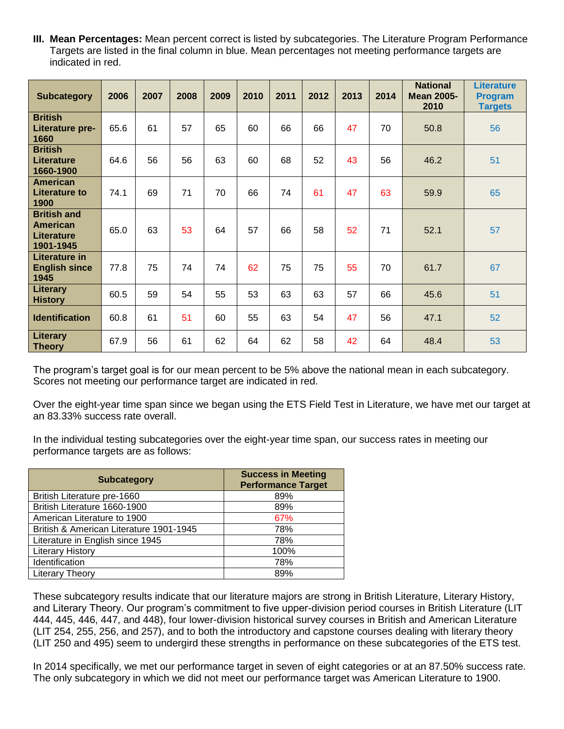**III. Mean Percentages:** Mean percent correct is listed by subcategories. The Literature Program Performance Targets are listed in the final column in blue. Mean percentages not meeting performance targets are indicated in red.

| Subcategory | 2006 | 2007 | 2008 | 2009 | 2010 | 2011 | 2012 | 2013 | 2014 | National Mean 2005-2010 | Literature Program Targets |
|---|---|---|---|---|---|---|---|---|---|---|---|
| British Literature pre-1660 | 65.6 | 61 | 57 | 65 | 60 | 66 | 66 | 47 | 70 | 50.8 | 56 |
| British Literature 1660-1900 | 64.6 | 56 | 56 | 63 | 60 | 68 | 52 | 43 | 56 | 46.2 | 51 |
| American Literature to 1900 | 74.1 | 69 | 71 | 70 | 66 | 74 | 61 | 47 | 63 | 59.9 | 65 |
| British and American Literature 1901-1945 | 65.0 | 63 | 53 | 64 | 57 | 66 | 58 | 52 | 71 | 52.1 | 57 |
| Literature in English since 1945 | 77.8 | 75 | 74 | 74 | 62 | 75 | 75 | 55 | 70 | 61.7 | 67 |
| Literary History | 60.5 | 59 | 54 | 55 | 53 | 63 | 63 | 57 | 66 | 45.6 | 51 |
| Identification | 60.8 | 61 | 51 | 60 | 55 | 63 | 54 | 47 | 56 | 47.1 | 52 |
| Literary Theory | 67.9 | 56 | 61 | 62 | 64 | 62 | 58 | 42 | 64 | 48.4 | 53 |

The program's target goal is for our mean percent to be 5% above the national mean in each subcategory. Scores not meeting our performance target are indicated in red.

Over the eight-year time span since we began using the ETS Field Test in Literature, we have met our target at an 83.33% success rate overall.

In the individual testing subcategories over the eight-year time span, our success rates in meeting our performance targets are as follows:

| Subcategory | Success in Meeting Performance Target |
|---|---|
| British Literature pre-1660 | 89% |
| British Literature 1660-1900 | 89% |
| American Literature to 1900 | 67% |
| British & American Literature 1901-1945 | 78% |
| Literature in English since 1945 | 78% |
| Literary History | 100% |
| Identification | 78% |
| Literary Theory | 89% |

These subcategory results indicate that our literature majors are strong in British Literature, Literary History, and Literary Theory. Our program's commitment to five upper-division period courses in British Literature (LIT 444, 445, 446, 447, and 448), four lower-division historical survey courses in British and American Literature (LIT 254, 255, 256, and 257), and to both the introductory and capstone courses dealing with literary theory (LIT 250 and 495) seem to undergird these strengths in performance on these subcategories of the ETS test.

In 2014 specifically, we met our performance target in seven of eight categories or at an 87.50% success rate. The only subcategory in which we did not meet our performance target was American Literature to 1900.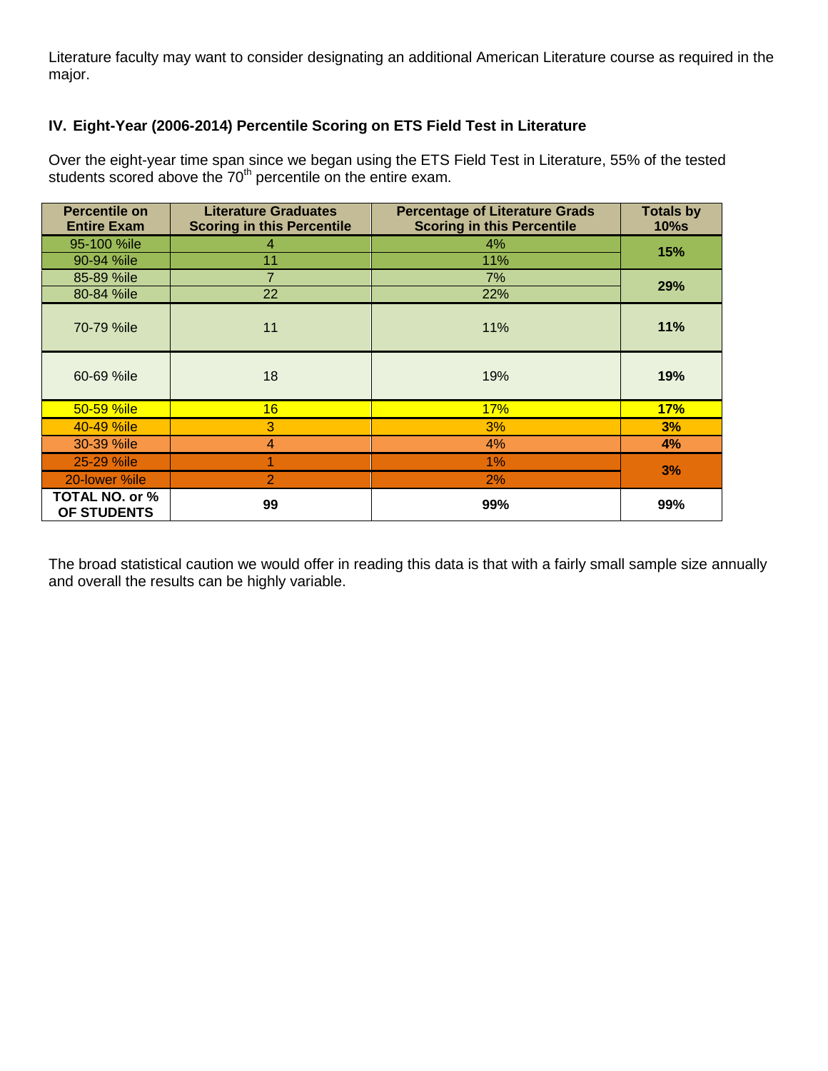Literature faculty may want to consider designating an additional American Literature course as required in the major.

### IV. Eight-Year (2006-2014) Percentile Scoring on ETS Field Test in Literature

Over the eight-year time span since we began using the ETS Field Test in Literature, 55% of the tested students scored above the 70th percentile on the entire exam.

| Percentile on Entire Exam | Literature Graduates Scoring in this Percentile | Percentage of Literature Grads Scoring in this Percentile | Totals by 10%s |
|---|---|---|---|
| 95-100 %ile | 4 | 4% | 15% |
| 90-94 %ile | 11 | 11% | |
| 85-89 %ile | 7 | 7% | 29% |
| 80-84 %ile | 22 | 22% | |
| 70-79 %ile | 11 | 11% | 11% |
| 60-69 %ile | 18 | 19% | 19% |
| 50-59 %ile | 16 | 17% | 17% |
| 40-49 %ile | 3 | 3% | 3% |
| 30-39 %ile | 4 | 4% | 4% |
| 25-29 %ile | 1 | 1% | 3% |
| 20-lower %ile | 2 | 2% | |
| **TOTAL NO. or % OF STUDENTS** | **99** | **99%** | **99%** |

The broad statistical caution we would offer in reading this data is that with a fairly small sample size annually and overall the results can be highly variable.